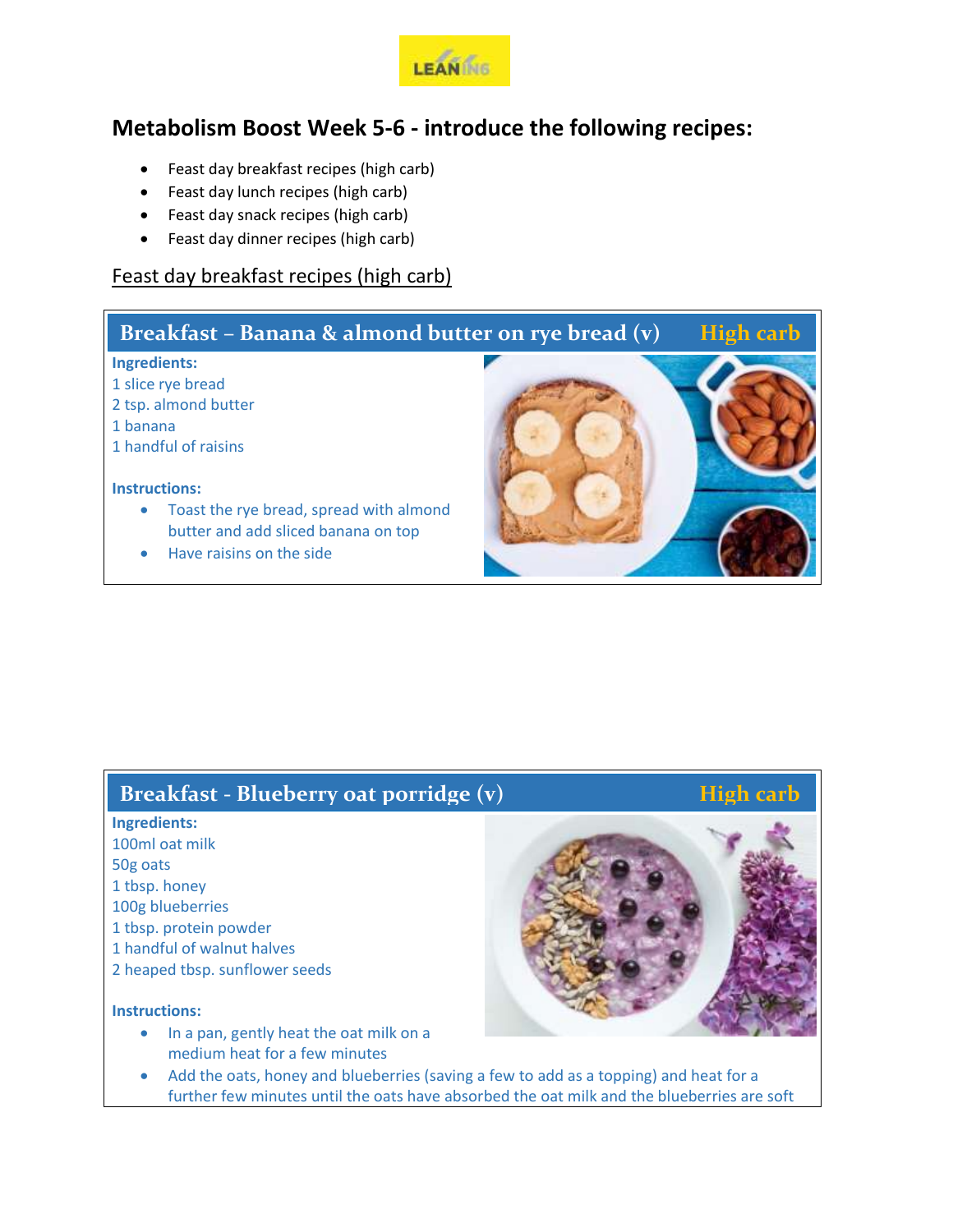# Metabolism Boost Week 5-6 - introduce the following recipes:

- Feast day breakfast recipes (high carb)
- Feast day lunch recipes (high carb)
- Feast day snack recipes (high carb)
- Feast day dinner recipes (high carb)

## Feast day breakfast recipes (high carb)

### Breakfast – Banana & almond butter on rye bread (v) — High carb

**Ingredients:**

1 slice rye bread
2 tsp. almond butter
1 banana
1 handful of raisins

**Instructions:**

- Toast the rye bread, spread with almond butter and add sliced banana on top
- Have raisins on the side

### Breakfast - Blueberry oat porridge (v) — High carb

**Ingredients:**

100ml oat milk
50g oats
1 tbsp. honey
100g blueberries
1 tbsp. protein powder
1 handful of walnut halves
2 heaped tbsp. sunflower seeds

**Instructions:**

- In a pan, gently heat the oat milk on a medium heat for a few minutes
- Add the oats, honey and blueberries (saving a few to add as a topping) and heat for a further few minutes until the oats have absorbed the oat milk and the blueberries are soft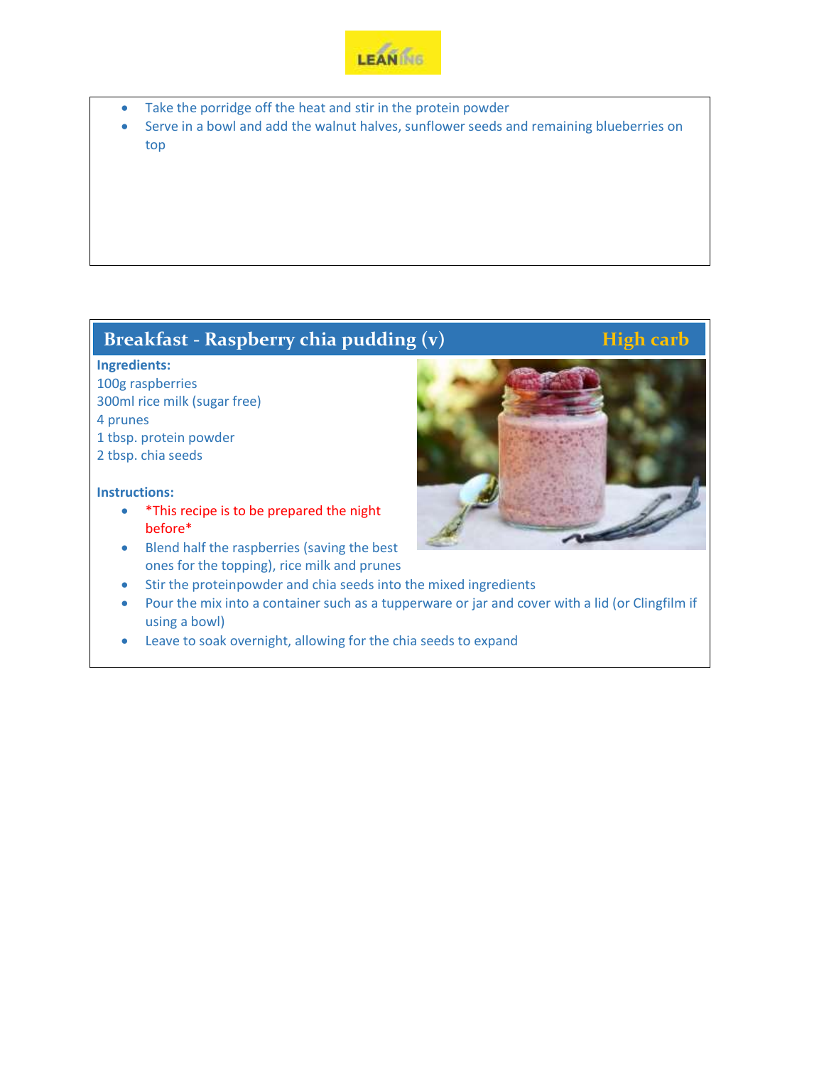- Take the porridge off the heat and stir in the protein powder
- Serve in a bowl and add the walnut halves, sunflower seeds and remaining blueberries on top

## Breakfast - Raspberry chia pudding (v) — High carb

**Ingredients:**

100g raspberries
300ml rice milk (sugar free)
4 prunes
1 tbsp. protein powder
2 tbsp. chia seeds

**Instructions:**

- *This recipe is to be prepared the night before*
- Blend half the raspberries (saving the best ones for the topping), rice milk and prunes
- Stir the proteinpowder and chia seeds into the mixed ingredients
- Pour the mix into a container such as a tupperware or jar and cover with a lid (or Clingfilm if using a bowl)
- Leave to soak overnight, allowing for the chia seeds to expand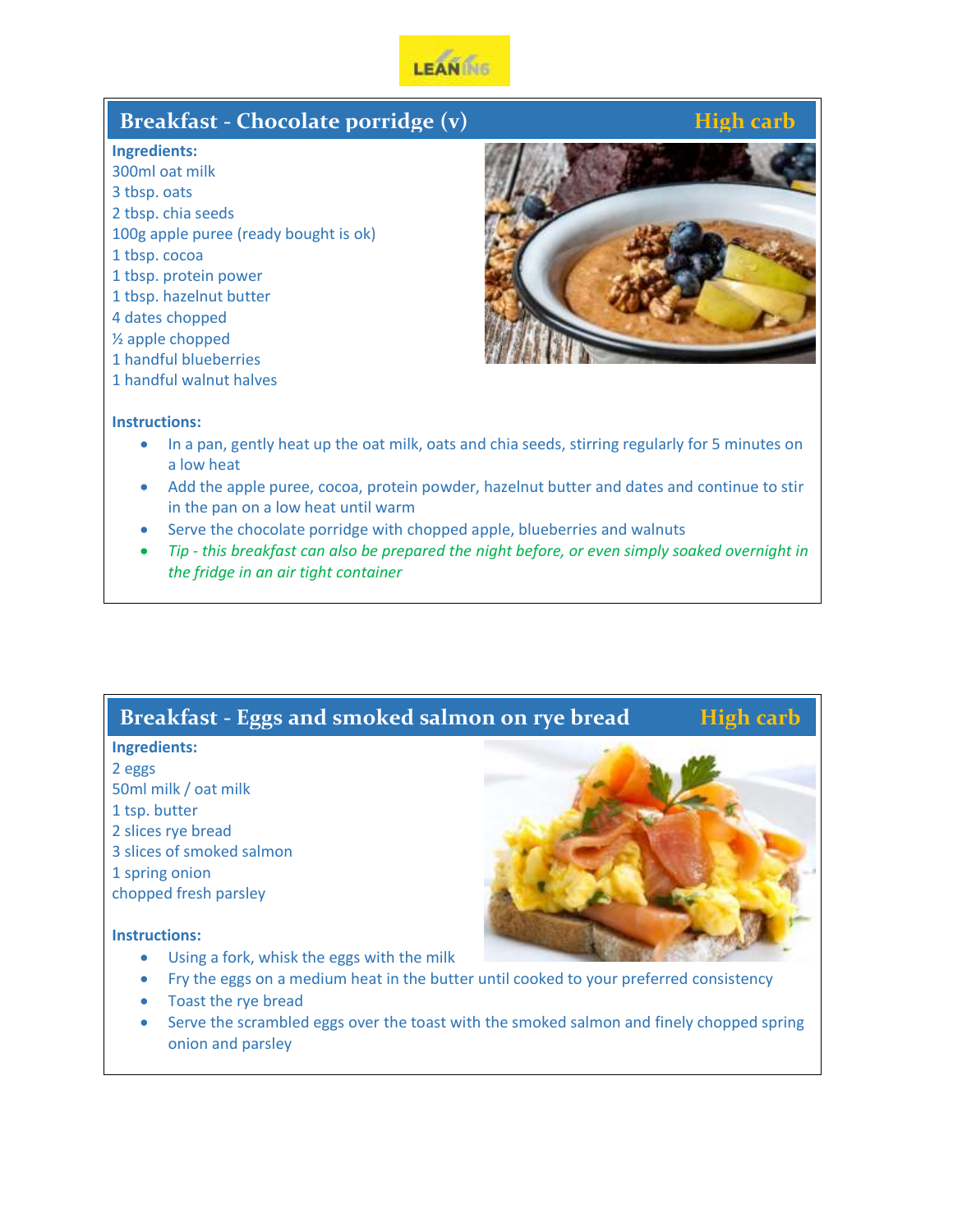## Breakfast - Chocolate porridge (v) — High carb

**Ingredients:**

300ml oat milk
3 tbsp. oats
2 tbsp. chia seeds
100g apple puree (ready bought is ok)
1 tbsp. cocoa
1 tbsp. protein power
1 tbsp. hazelnut butter
4 dates chopped
½ apple chopped
1 handful blueberries
1 handful walnut halves

**Instructions:**

- In a pan, gently heat up the oat milk, oats and chia seeds, stirring regularly for 5 minutes on a low heat
- Add the apple puree, cocoa, protein powder, hazelnut butter and dates and continue to stir in the pan on a low heat until warm
- Serve the chocolate porridge with chopped apple, blueberries and walnuts
- *Tip - this breakfast can also be prepared the night before, or even simply soaked overnight in the fridge in an air tight container*

## Breakfast - Eggs and smoked salmon on rye bread — High carb

**Ingredients:**

2 eggs
50ml milk / oat milk
1 tsp. butter
2 slices rye bread
3 slices of smoked salmon
1 spring onion
chopped fresh parsley

**Instructions:**

- Using a fork, whisk the eggs with the milk
- Fry the eggs on a medium heat in the butter until cooked to your preferred consistency
- Toast the rye bread
- Serve the scrambled eggs over the toast with the smoked salmon and finely chopped spring onion and parsley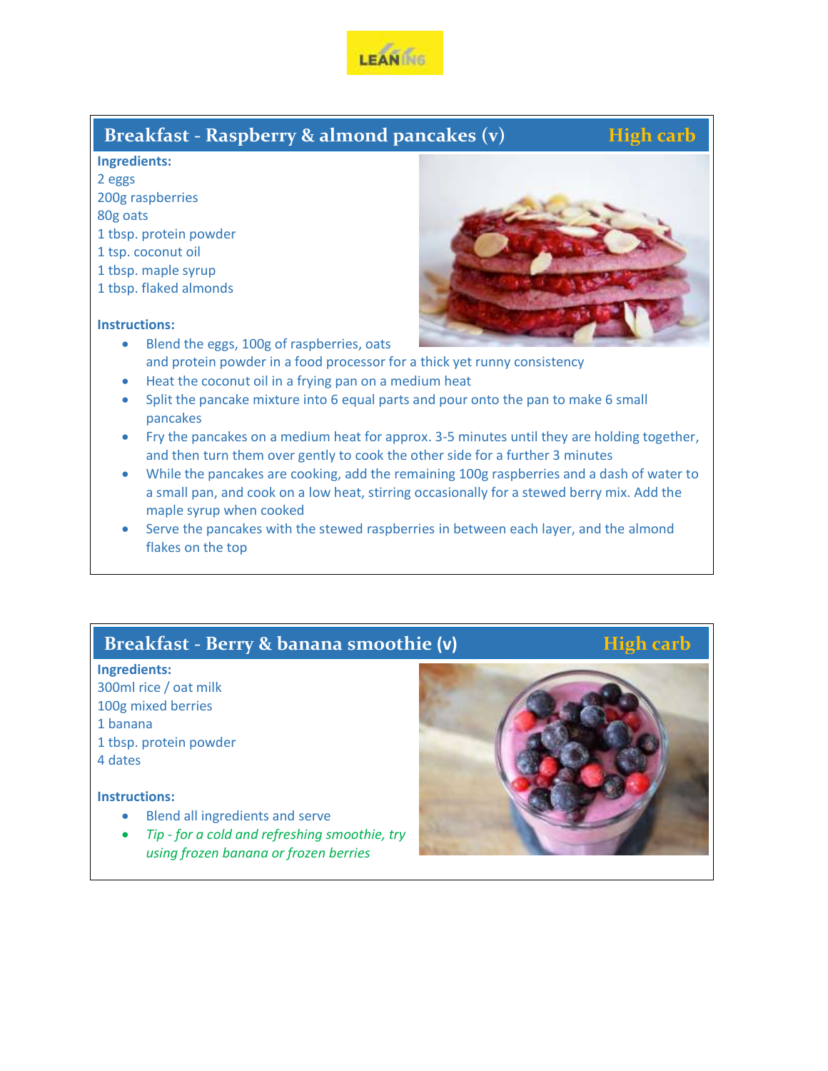## Breakfast - Raspberry & almond pancakes (v) — High carb

**Ingredients:**

2 eggs
200g raspberries
80g oats
1 tbsp. protein powder
1 tsp. coconut oil
1 tbsp. maple syrup
1 tbsp. flaked almonds

**Instructions:**

- Blend the eggs, 100g of raspberries, oats and protein powder in a food processor for a thick yet runny consistency
- Heat the coconut oil in a frying pan on a medium heat
- Split the pancake mixture into 6 equal parts and pour onto the pan to make 6 small pancakes
- Fry the pancakes on a medium heat for approx. 3-5 minutes until they are holding together, and then turn them over gently to cook the other side for a further 3 minutes
- While the pancakes are cooking, add the remaining 100g raspberries and a dash of water to a small pan, and cook on a low heat, stirring occasionally for a stewed berry mix. Add the maple syrup when cooked
- Serve the pancakes with the stewed raspberries in between each layer, and the almond flakes on the top

## Breakfast - Berry & banana smoothie (v) — High carb

**Ingredients:**

300ml rice / oat milk
100g mixed berries
1 banana
1 tbsp. protein powder
4 dates

**Instructions:**

- Blend all ingredients and serve
- *Tip - for a cold and refreshing smoothie, try using frozen banana or frozen berries*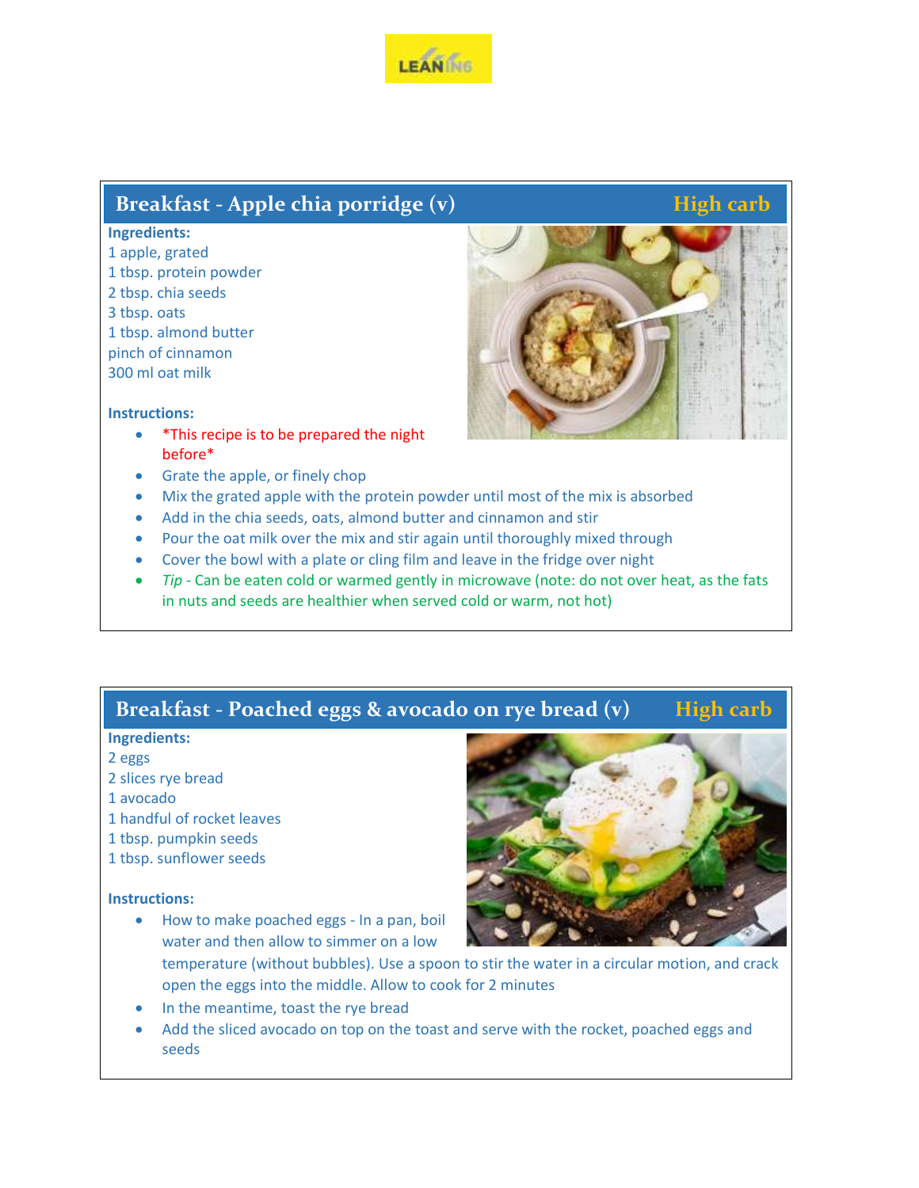## Breakfast - Apple chia porridge (v) — High carb

**Ingredients:**

1 apple, grated
1 tbsp. protein powder
2 tbsp. chia seeds
3 tbsp. oats
1 tbsp. almond butter
pinch of cinnamon
300 ml oat milk

**Instructions:**

- *This recipe is to be prepared the night before*
- Grate the apple, or finely chop
- Mix the grated apple with the protein powder until most of the mix is absorbed
- Add in the chia seeds, oats, almond butter and cinnamon and stir
- Pour the oat milk over the mix and stir again until thoroughly mixed through
- Cover the bowl with a plate or cling film and leave in the fridge over night
- *Tip* - Can be eaten cold or warmed gently in microwave (note: do not over heat, as the fats in nuts and seeds are healthier when served cold or warm, not hot)

## Breakfast - Poached eggs & avocado on rye bread (v) — High carb

**Ingredients:**

2 eggs
2 slices rye bread
1 avocado
1 handful of rocket leaves
1 tbsp. pumpkin seeds
1 tbsp. sunflower seeds

**Instructions:**

- How to make poached eggs - In a pan, boil water and then allow to simmer on a low temperature (without bubbles). Use a spoon to stir the water in a circular motion, and crack open the eggs into the middle. Allow to cook for 2 minutes
- In the meantime, toast the rye bread
- Add the sliced avocado on top on the toast and serve with the rocket, poached eggs and seeds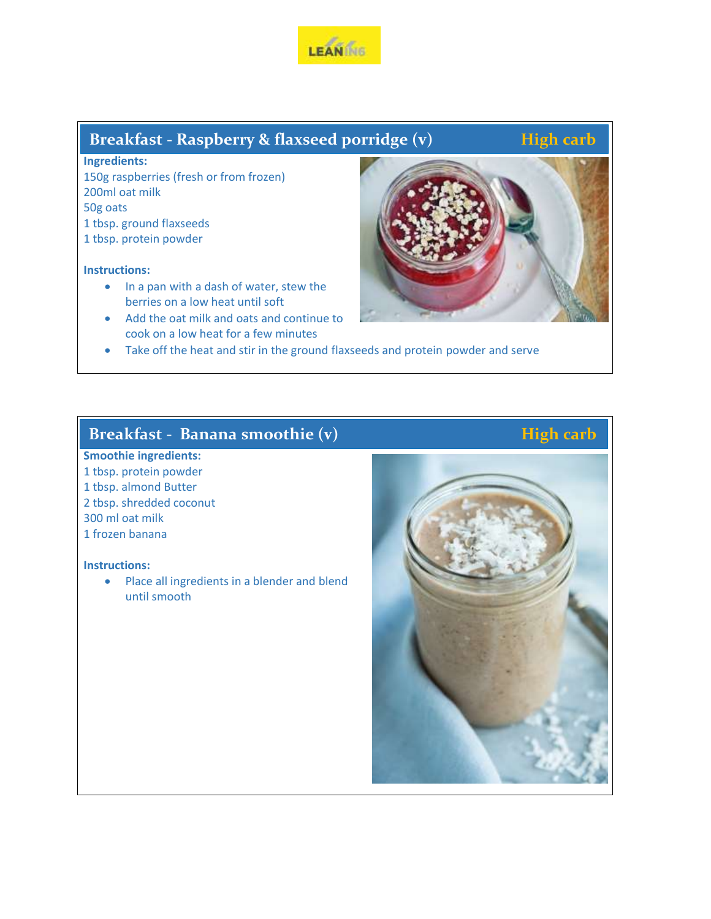## Breakfast - Raspberry & flaxseed porridge (v) — High carb

**Ingredients:**

150g raspberries (fresh or from frozen)
200ml oat milk
50g oats
1 tbsp. ground flaxseeds
1 tbsp. protein powder

**Instructions:**

- In a pan with a dash of water, stew the berries on a low heat until soft
- Add the oat milk and oats and continue to cook on a low heat for a few minutes
- Take off the heat and stir in the ground flaxseeds and protein powder and serve

## Breakfast - Banana smoothie (v) — High carb

**Smoothie ingredients:**

1 tbsp. protein powder
1 tbsp. almond Butter
2 tbsp. shredded coconut
300 ml oat milk
1 frozen banana

**Instructions:**

- Place all ingredients in a blender and blend until smooth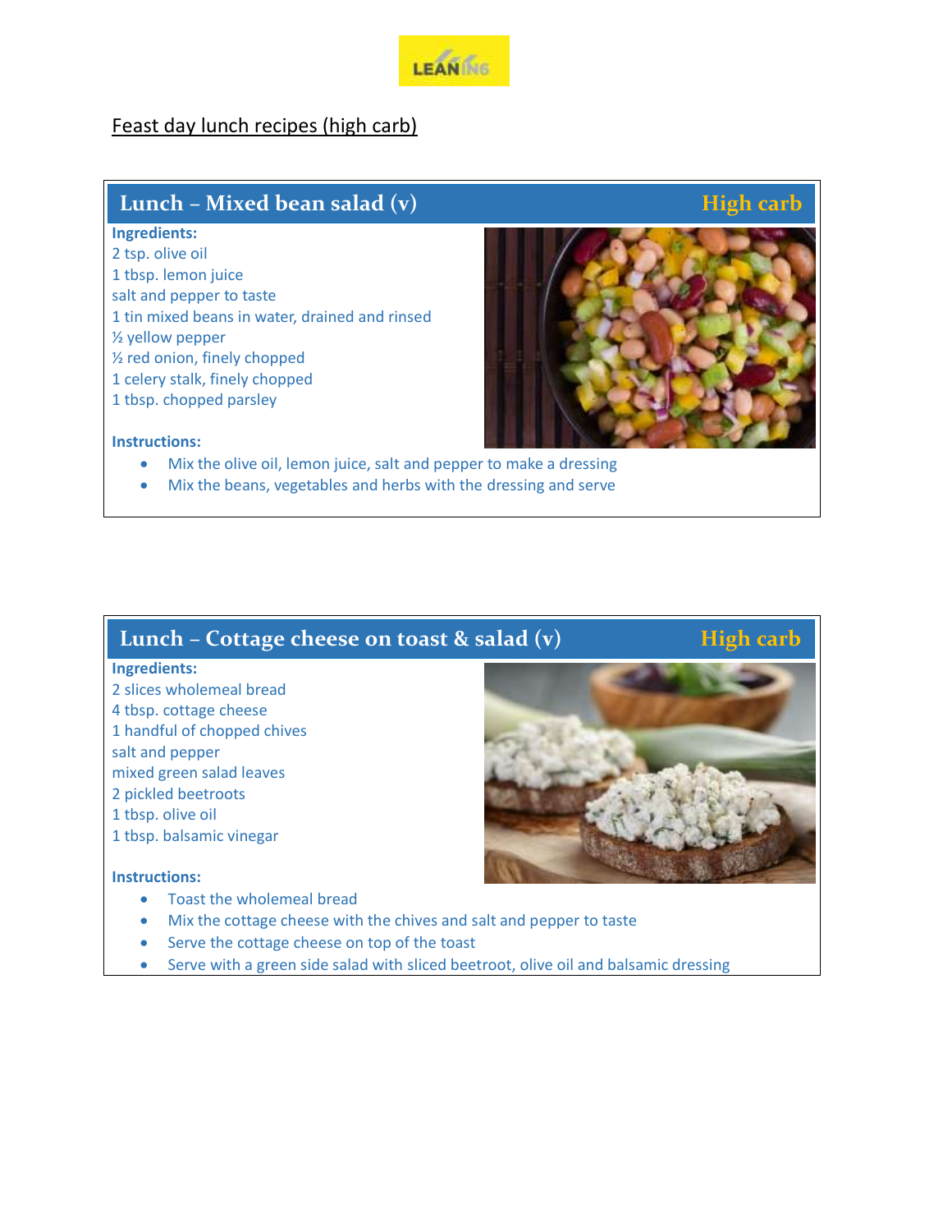## Feast day lunch recipes (high carb)

### Lunch – Mixed bean salad (v) — High carb

**Ingredients:**

2 tsp. olive oil
1 tbsp. lemon juice
salt and pepper to taste
1 tin mixed beans in water, drained and rinsed
½ yellow pepper
½ red onion, finely chopped
1 celery stalk, finely chopped
1 tbsp. chopped parsley

**Instructions:**

- Mix the olive oil, lemon juice, salt and pepper to make a dressing
- Mix the beans, vegetables and herbs with the dressing and serve

### Lunch – Cottage cheese on toast & salad (v) — High carb

**Ingredients:**

2 slices wholemeal bread
4 tbsp. cottage cheese
1 handful of chopped chives
salt and pepper
mixed green salad leaves
2 pickled beetroots
1 tbsp. olive oil
1 tbsp. balsamic vinegar

**Instructions:**

- Toast the wholemeal bread
- Mix the cottage cheese with the chives and salt and pepper to taste
- Serve the cottage cheese on top of the toast
- Serve with a green side salad with sliced beetroot, olive oil and balsamic dressing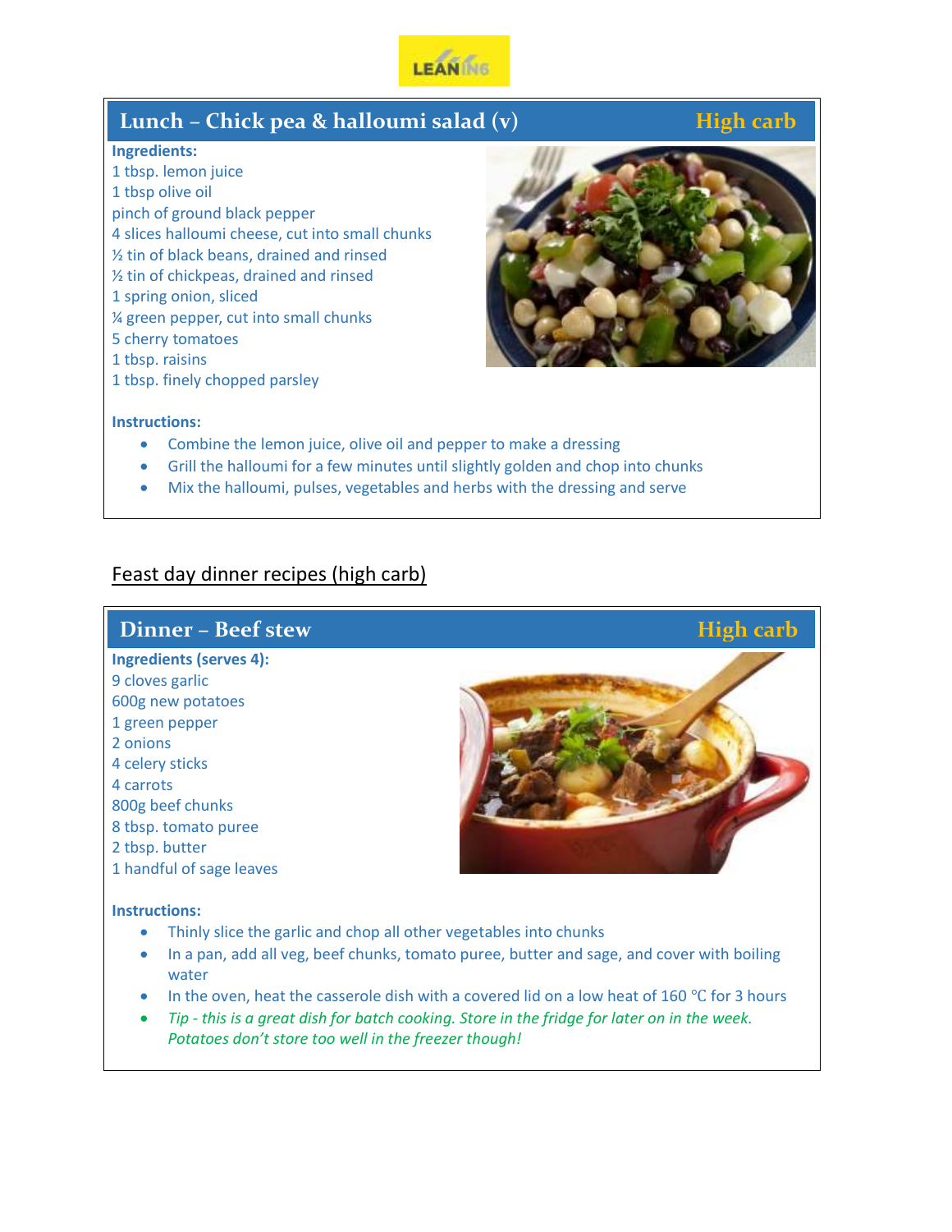## Lunch – Chick pea & halloumi salad (v) — High carb

**Ingredients:**

1 tbsp. lemon juice
1 tbsp olive oil
pinch of ground black pepper
4 slices halloumi cheese, cut into small chunks
½ tin of black beans, drained and rinsed
½ tin of chickpeas, drained and rinsed
1 spring onion, sliced
¼ green pepper, cut into small chunks
5 cherry tomatoes
1 tbsp. raisins
1 tbsp. finely chopped parsley

**Instructions:**

- Combine the lemon juice, olive oil and pepper to make a dressing
- Grill the halloumi for a few minutes until slightly golden and chop into chunks
- Mix the halloumi, pulses, vegetables and herbs with the dressing and serve

# Feast day dinner recipes (high carb)

## Dinner – Beef stew — High carb

**Ingredients (serves 4):**

9 cloves garlic
600g new potatoes
1 green pepper
2 onions
4 celery sticks
4 carrots
800g beef chunks
8 tbsp. tomato puree
2 tbsp. butter
1 handful of sage leaves

**Instructions:**

- Thinly slice the garlic and chop all other vegetables into chunks
- In a pan, add all veg, beef chunks, tomato puree, butter and sage, and cover with boiling water
- In the oven, heat the casserole dish with a covered lid on a low heat of 160 °C for 3 hours
- *Tip - this is a great dish for batch cooking. Store in the fridge for later on in the week. Potatoes don't store too well in the freezer though!*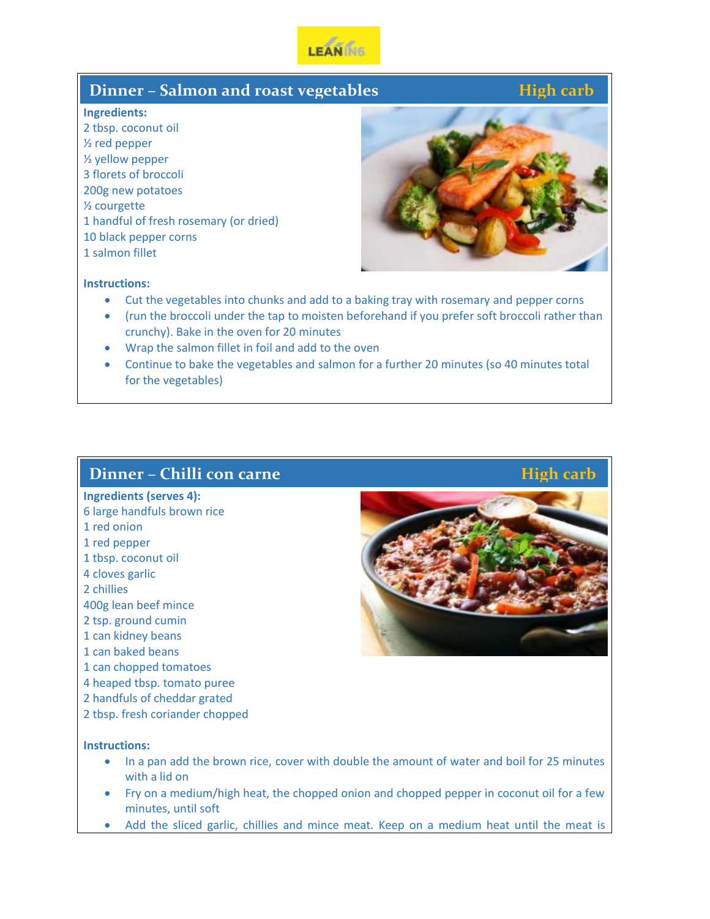## Dinner – Salmon and roast vegetables — High carb

**Ingredients:**

2 tbsp. coconut oil
½ red pepper
½ yellow pepper
3 florets of broccoli
200g new potatoes
½ courgette
1 handful of fresh rosemary (or dried)
10 black pepper corns
1 salmon fillet

**Instructions:**

- Cut the vegetables into chunks and add to a baking tray with rosemary and pepper corns
- (run the broccoli under the tap to moisten beforehand if you prefer soft broccoli rather than crunchy). Bake in the oven for 20 minutes
- Wrap the salmon fillet in foil and add to the oven
- Continue to bake the vegetables and salmon for a further 20 minutes (so 40 minutes total for the vegetables)

## Dinner – Chilli con carne — High carb

**Ingredients (serves 4):**

6 large handfuls brown rice
1 red onion
1 red pepper
1 tbsp. coconut oil
4 cloves garlic
2 chillies
400g lean beef mince
2 tsp. ground cumin
1 can kidney beans
1 can baked beans
1 can chopped tomatoes
4 heaped tbsp. tomato puree
2 handfuls of cheddar grated
2 tbsp. fresh coriander chopped

**Instructions:**

- In a pan add the brown rice, cover with double the amount of water and boil for 25 minutes with a lid on
- Fry on a medium/high heat, the chopped onion and chopped pepper in coconut oil for a few minutes, until soft
- Add the sliced garlic, chillies and mince meat. Keep on a medium heat until the meat is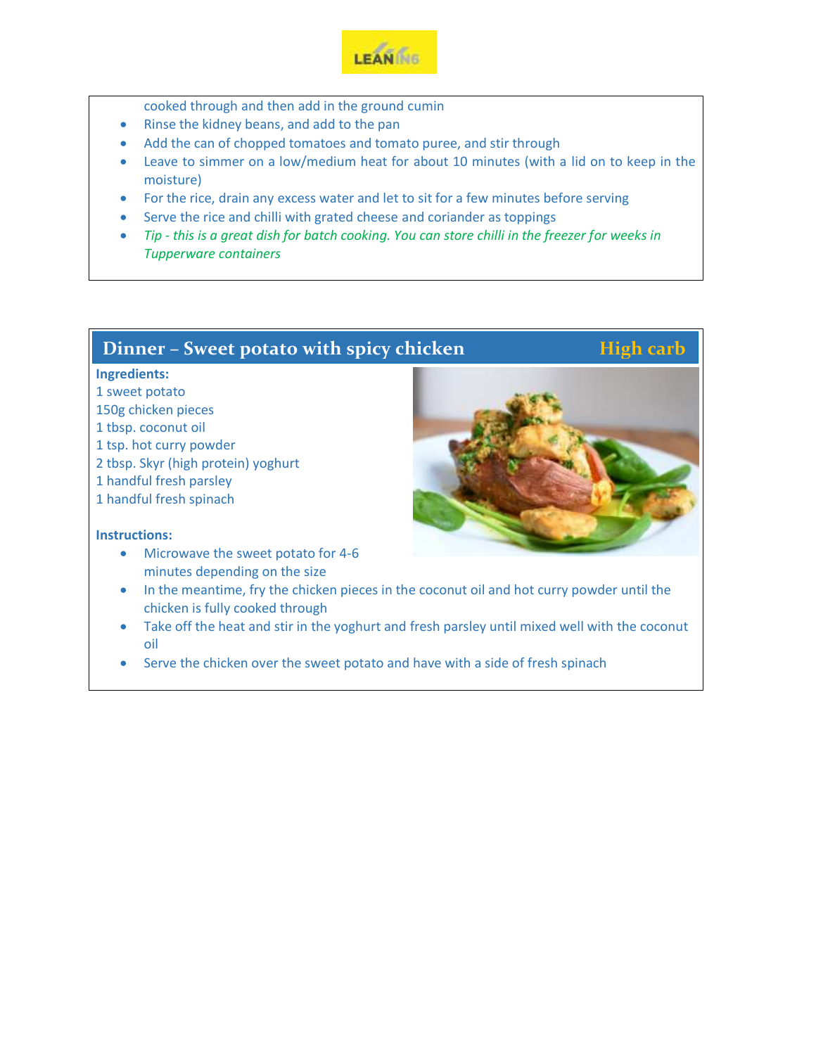- cooked through and then add in the ground cumin
- Rinse the kidney beans, and add to the pan
- Add the can of chopped tomatoes and tomato puree, and stir through
- Leave to simmer on a low/medium heat for about 10 minutes (with a lid on to keep in the moisture)
- For the rice, drain any excess water and let to sit for a few minutes before serving
- Serve the rice and chilli with grated cheese and coriander as toppings
- *Tip - this is a great dish for batch cooking. You can store chilli in the freezer for weeks in Tupperware containers*

## Dinner – Sweet potato with spicy chicken — High carb

**Ingredients:**

1 sweet potato
150g chicken pieces
1 tbsp. coconut oil
1 tsp. hot curry powder
2 tbsp. Skyr (high protein) yoghurt
1 handful fresh parsley
1 handful fresh spinach

**Instructions:**

- Microwave the sweet potato for 4-6 minutes depending on the size
- In the meantime, fry the chicken pieces in the coconut oil and hot curry powder until the chicken is fully cooked through
- Take off the heat and stir in the yoghurt and fresh parsley until mixed well with the coconut oil
- Serve the chicken over the sweet potato and have with a side of fresh spinach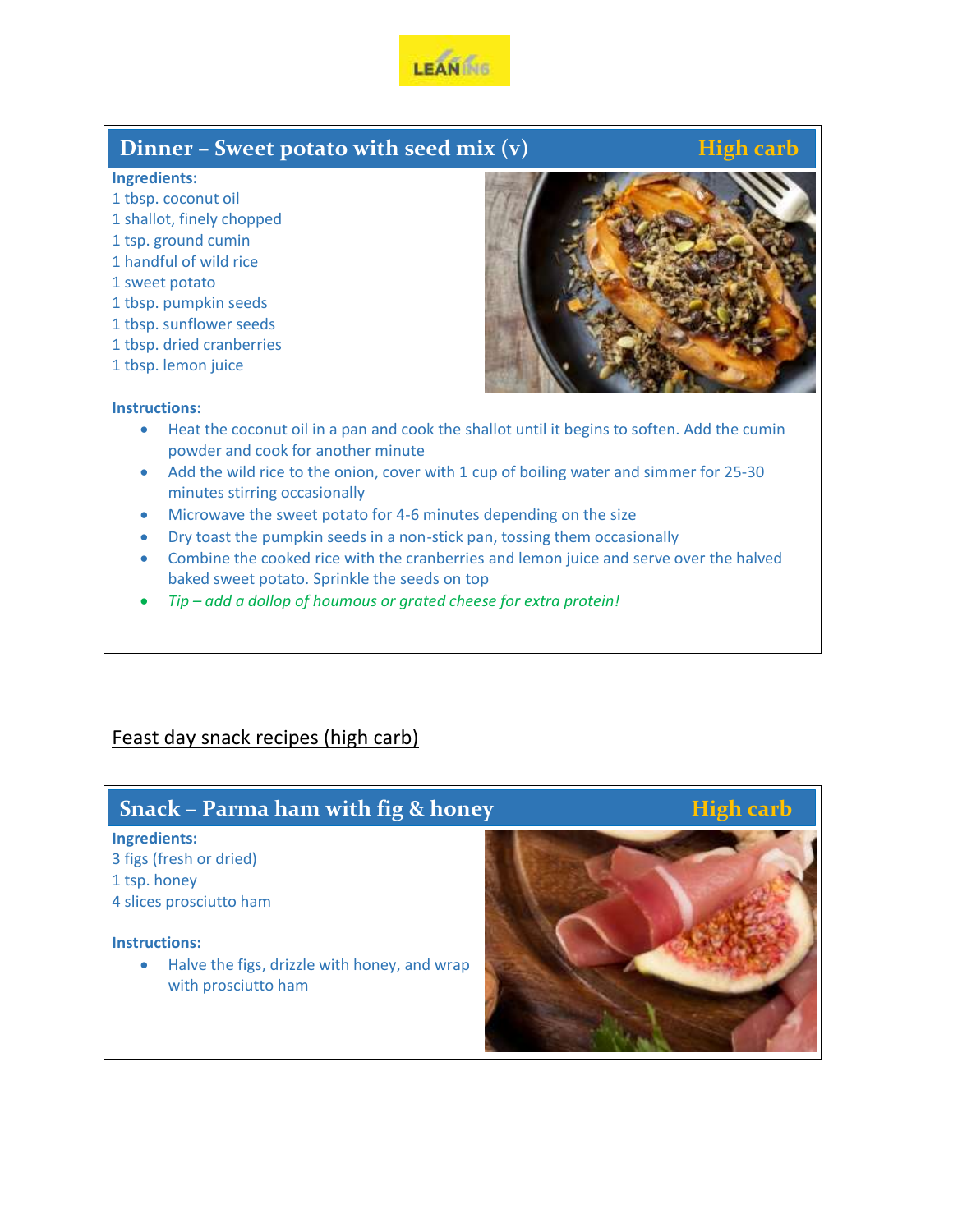## Dinner – Sweet potato with seed mix (v) — High carb

**Ingredients:**

1 tbsp. coconut oil
1 shallot, finely chopped
1 tsp. ground cumin
1 handful of wild rice
1 sweet potato
1 tbsp. pumpkin seeds
1 tbsp. sunflower seeds
1 tbsp. dried cranberries
1 tbsp. lemon juice

**Instructions:**

- Heat the coconut oil in a pan and cook the shallot until it begins to soften. Add the cumin powder and cook for another minute
- Add the wild rice to the onion, cover with 1 cup of boiling water and simmer for 25-30 minutes stirring occasionally
- Microwave the sweet potato for 4-6 minutes depending on the size
- Dry toast the pumpkin seeds in a non-stick pan, tossing them occasionally
- Combine the cooked rice with the cranberries and lemon juice and serve over the halved baked sweet potato. Sprinkle the seeds on top
- *Tip – add a dollop of houmous or grated cheese for extra protein!*

# Feast day snack recipes (high carb)

## Snack – Parma ham with fig & honey — High carb

**Ingredients:**

3 figs (fresh or dried)
1 tsp. honey
4 slices prosciutto ham

**Instructions:**

- Halve the figs, drizzle with honey, and wrap with prosciutto ham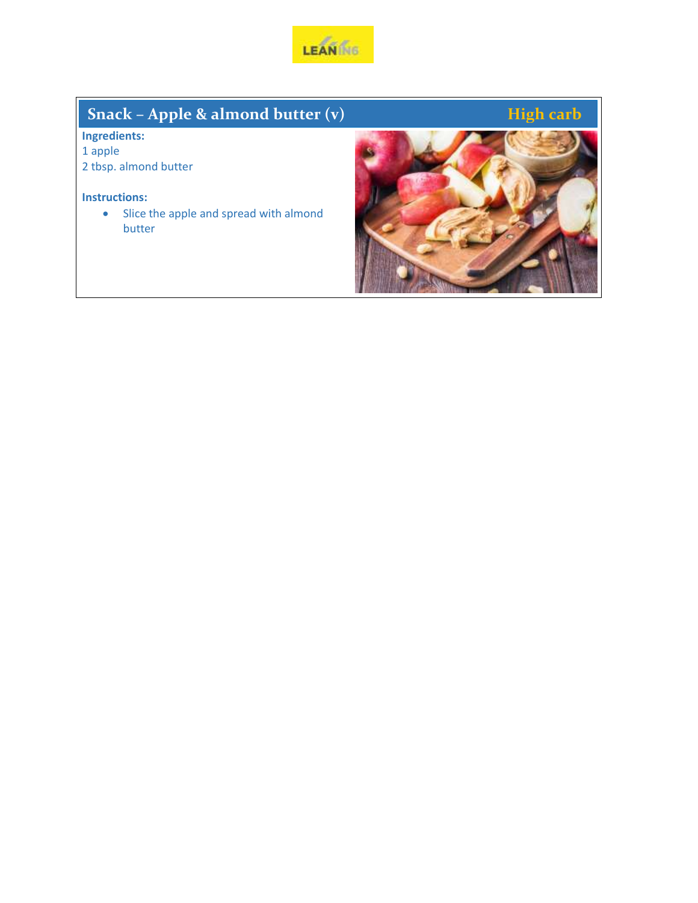## Snack – Apple & almond butter (v) High carb

**Ingredients:**

1 apple

2 tbsp. almond butter

**Instructions:**

- Slice the apple and spread with almond butter